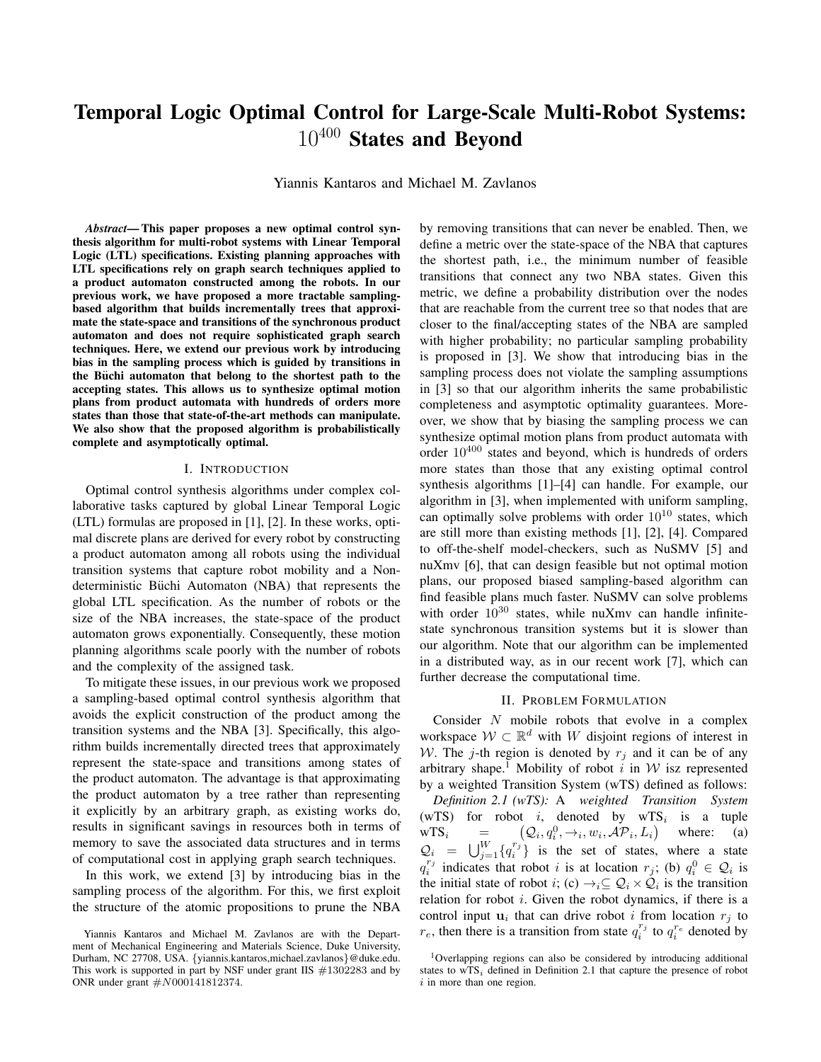# Temporal Logic Optimal Control for Large-Scale Multi-Robot Systems: $10^{400}$ States and Beyond

Yiannis Kantaros and Michael M. Zavlanos

***Abstract*— This paper proposes a new optimal control synthesis algorithm for multi-robot systems with Linear Temporal Logic (LTL) specifications. Existing planning approaches with LTL specifications rely on graph search techniques applied to a product automaton constructed among the robots. In our previous work, we have proposed a more tractable sampling-based algorithm that builds incrementally trees that approximate the state-space and transitions of the synchronous product automaton and does not require sophisticated graph search techniques. Here, we extend our previous work by introducing bias in the sampling process which is guided by transitions in the Büchi automaton that belong to the shortest path to the accepting states. This allows us to synthesize optimal motion plans from product automata with hundreds of orders more states than those that state-of-the-art methods can manipulate. We also show that the proposed algorithm is probabilistically complete and asymptotically optimal.**

## I. Introduction

Optimal control synthesis algorithms under complex collaborative tasks captured by global Linear Temporal Logic (LTL) formulas are proposed in [1], [2]. In these works, optimal discrete plans are derived for every robot by constructing a product automaton among all robots using the individual transition systems that capture robot mobility and a Nondeterministic Büchi Automaton (NBA) that represents the global LTL specification. As the number of robots or the size of the NBA increases, the state-space of the product automaton grows exponentially. Consequently, these motion planning algorithms scale poorly with the number of robots and the complexity of the assigned task.

To mitigate these issues, in our previous work we proposed a sampling-based optimal control synthesis algorithm that avoids the explicit construction of the product among the transition systems and the NBA [3]. Specifically, this algorithm builds incrementally directed trees that approximately represent the state-space and transitions among states of the product automaton. The advantage is that approximating the product automaton by a tree rather than representing it explicitly by an arbitrary graph, as existing works do, results in significant savings in resources both in terms of memory to save the associated data structures and in terms of computational cost in applying graph search techniques.

In this work, we extend [3] by introducing bias in the sampling process of the algorithm. For this, we first exploit the structure of the atomic propositions to prune the NBA by removing transitions that can never be enabled. Then, we define a metric over the state-space of the NBA that captures the shortest path, i.e., the minimum number of feasible transitions that connect any two NBA states. Given this metric, we define a probability distribution over the nodes that are reachable from the current tree so that nodes that are closer to the final/accepting states of the NBA are sampled with higher probability; no particular sampling probability is proposed in [3]. We show that introducing bias in the sampling process does not violate the sampling assumptions in [3] so that our algorithm inherits the same probabilistic completeness and asymptotic optimality guarantees. Moreover, we show that by biasing the sampling process we can synthesize optimal motion plans from product automata with order $10^{400}$ states and beyond, which is hundreds of orders more states than those that any existing optimal control synthesis algorithms [1]–[4] can handle. For example, our algorithm in [3], when implemented with uniform sampling, can optimally solve problems with order $10^{10}$ states, which are still more than existing methods [1], [2], [4]. Compared to off-the-shelf model-checkers, such as NuSMV [5] and nuXmv [6], that can design feasible but not optimal motion plans, our proposed biased sampling-based algorithm can find feasible plans much faster. NuSMV can solve problems with order $10^{30}$ states, while nuXmv can handle infinite-state synchronous transition systems but it is slower than our algorithm. Note that our algorithm can be implemented in a distributed way, as in our recent work [7], which can further decrease the computational time.

## II. Problem Formulation

Consider $N$ mobile robots that evolve in a complex workspace $\mathcal{W} \subset \mathbb{R}^d$ with $W$ disjoint regions of interest in $\mathcal{W}$. The $j$-th region is denoted by $r_j$ and it can be of any arbitrary shape.[1] Mobility of robot $i$ in $\mathcal{W}$ isz represented by a weighted Transition System (wTS) defined as follows:

*Definition 2.1 (wTS):* A *weighted Transition System* (wTS) for robot $i$, denoted by $\text{wTS}_i$ is a tuple $\text{wTS}_i = (\mathcal{Q}_i, q_i^0, \rightarrow_i, w_i, \mathcal{AP}_i, L_i)$ where: (a) $\mathcal{Q}_i = \bigcup_{j=1}^{W}\{q_i^{r_j}\}$ is the set of states, where a state $q_i^{r_j}$ indicates that robot $i$ is at location $r_j$; (b) $q_i^0 \in \mathcal{Q}_i$ is the initial state of robot $i$; (c) $\rightarrow_i \subseteq \mathcal{Q}_i \times \mathcal{Q}_i$ is the transition relation for robot $i$. Given the robot dynamics, if there is a control input $\mathbf{u}_i$ that can drive robot $i$ from location $r_j$ to $r_e$, then there is a transition from state $q_i^{r_j}$ to $q_i^{r_e}$ denoted by

[1] Overlapping regions can also be considered by introducing additional states to $\text{wTS}_i$ defined in Definition 2.1 that capture the presence of robot $i$ in more than one region.

Yiannis Kantaros and Michael M. Zavlanos are with the Department of Mechanical Engineering and Materials Science, Duke University, Durham, NC 27708, USA. {yiannis.kantaros,michael.zavlanos}@duke.edu. This work is supported in part by NSF under grant IIS #1302283 and by ONR under grant #$N000141812374$.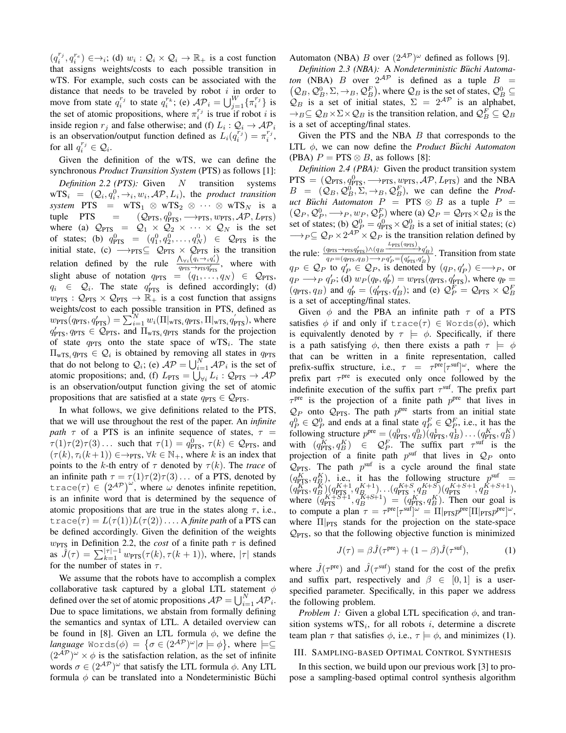$(q_i^{r_j}, q_i^{r_e}) \in \rightarrow_i$; (d) $w_i : \mathcal{Q}_i \times \mathcal{Q}_i \rightarrow \mathbb{R}_+$ is a cost function that assigns weights/costs to each possible transition in wTS. For example, such costs can be associated with the distance that needs to be traveled by robot $i$ in order to move from state $q_i^{r_j}$ to state $q_i^{r_k}$; (e) $\mathcal{AP}_i = \bigcup_{j=1}^{W} \{\pi_i^{r_j}\}$ is the set of atomic propositions, where $\pi_i^{r_j}$ is true if robot $i$ is inside region $r_j$ and false otherwise; and (f) $L_i : \mathcal{Q}_i \rightarrow \mathcal{AP}_i$ is an observation/output function defined as $L_i(q_i^{r_j}) = \pi_i^{r_j}$, for all $q_i^{r_j} \in \mathcal{Q}_i$.

Given the definition of the wTS, we can define the synchronous *Product Transition System* (PTS) as follows [1]:

*Definition 2.2 (PTS):* Given $N$ transition systems $\text{wTS}_i = (\mathcal{Q}_i, q_i^0, \rightarrow_i, w_i, \mathcal{AP}, L_i)$, the *product transition system* $\text{PTS} = \text{wTS}_1 \otimes \text{wTS}_2 \otimes \cdots \otimes \text{wTS}_N$ is a tuple $\text{PTS} = (\mathcal{Q}_{\text{PTS}}, q_{\text{PTS}}^0, \longrightarrow_{\text{PTS}}, w_{\text{PTS}}, \mathcal{AP}, L_{\text{PTS}})$ where (a) $\mathcal{Q}_{\text{PTS}} = \mathcal{Q}_1 \times \mathcal{Q}_2 \times \cdots \times \mathcal{Q}_N$ is the set of states; (b) $q_{\text{PTS}}^0 = (q_1^0, q_2^0, \ldots, q_N^0) \in \mathcal{Q}_{\text{PTS}}$ is the initial state, (c) $\longrightarrow_{\text{PTS}} \subseteq \mathcal{Q}_{\text{PTS}} \times \mathcal{Q}_{\text{PTS}}$ is the transition relation defined by the rule $\frac{\bigwedge_{\forall i}(q_i \rightarrow_i q_i')}{q_{\text{PTS}} \rightarrow_{\text{PTS}} q_{\text{PTS}}'}$, where with slight abuse of notation $q_{\text{PTS}} = (q_1, \ldots, q_N) \in \mathcal{Q}_{\text{PTS}}$, $q_i \in \mathcal{Q}_i$. The state $q_{\text{PTS}}'$ is defined accordingly; (d) $w_{\text{PTS}} : \mathcal{Q}_{\text{PTS}} \times \mathcal{Q}_{\text{PTS}} \rightarrow \mathbb{R}_+$ is a cost function that assigns weights/cost to each possible transition in PTS, defined as $w_{\text{PTS}}(q_{\text{PTS}}, q_{\text{PTS}}') = \sum_{i=1}^{N} w_i(\Pi|_{\text{wTS}_i} q_{\text{PTS}}, \Pi|_{\text{wTS}_i} q_{\text{PTS}}')$, where $q_{\text{PTS}}', q_{\text{PTS}} \in \mathcal{Q}_{\text{PTS}}$, and $\Pi_{\text{wTS}_i} q_{\text{PTS}}$ stands for the projection of state $q_{\text{PTS}}$ onto the state space of $\text{wTS}_i$. The state $\Pi_{\text{wTS}_i} q_{\text{PTS}} \in \mathcal{Q}_i$ is obtained by removing all states in $q_{\text{PTS}}$ that do not belong to $\mathcal{Q}_i$; (e) $\mathcal{AP} = \bigcup_{i=1}^{N} \mathcal{AP}_i$ is the set of atomic propositions; and, (f) $L_{\text{PTS}} = \bigcup_{\forall i} L_i : \mathcal{Q}_{\text{PTS}} \rightarrow \mathcal{AP}$ is an observation/output function giving the set of atomic propositions that are satisfied at a state $q_{\text{PTS}} \in \mathcal{Q}_{\text{PTS}}$.

In what follows, we give definitions related to the PTS, that we will use throughout the rest of the paper. An *infinite path* $\tau$ of a PTS is an infinite sequence of states, $\tau = \tau(1)\tau(2)\tau(3)\ldots$ such that $\tau(1) = q_{\text{PTS}}^0$, $\tau(k) \in \mathcal{Q}_{\text{PTS}}$, and $(\tau(k), \tau_i(k+1)) \in \rightarrow_{\text{PTS}}$, $\forall k \in \mathbb{N}_+$, where $k$ is an index that points to the $k$-th entry of $\tau$ denoted by $\tau(k)$. The *trace* of an infinite path $\tau = \tau(1)\tau(2)\tau(3)\ldots$ of a PTS, denoted by $\texttt{trace}(\tau) \in \left(2^{\mathcal{AP}}\right)^{\omega}$, where $\omega$ denotes infinite repetition, is an infinite word that is determined by the sequence of atomic propositions that are true in the states along $\tau$, i.e., $\texttt{trace}(\tau) = L(\tau(1))L(\tau(2))\ldots$. A *finite path* of a PTS can be defined accordingly. Given the definition of the weights $w_{\text{PTS}}$ in Definition 2.2, the *cost* of a finite path $\tau$ is defined as $\hat{J}(\tau) = \sum_{k=1}^{|\tau|-1} w_{\text{PTS}}(\tau(k), \tau(k+1))$, where, $|\tau|$ stands for the number of states in $\tau$.

We assume that the robots have to accomplish a complex collaborative task captured by a global LTL statement $\phi$ defined over the set of atomic propositions $\mathcal{AP} = \bigcup_{i=1}^{N} \mathcal{AP}_i$. Due to space limitations, we abstain from formally defining the semantics and syntax of LTL. A detailed overview can be found in [8]. Given an LTL formula $\phi$, we define the *language* $\texttt{Words}(\phi) = \left\{\sigma \in (2^{\mathcal{AP}})^{\omega} | \sigma \models \phi\right\}$, where $\models \subseteq (2^{\mathcal{AP}})^{\omega} \times \phi$ is the satisfaction relation, as the set of infinite words $\sigma \in (2^{\mathcal{AP}})^{\omega}$ that satisfy the LTL formula $\phi$. Any LTL formula $\phi$ can be translated into a Nondeterministic Büchi Automaton (NBA) $B$ over $(2^{\mathcal{AP}})^{\omega}$ defined as follows [9].

*Definition 2.3 (NBA):* A *Nondeterministic Büchi Automaton* (NBA) $B$ over $2^{\mathcal{AP}}$ is defined as a tuple $B = \left(\mathcal{Q}_B, \mathcal{Q}_B^0, \Sigma, \rightarrow_B, \mathcal{Q}_B^F\right)$, where $\mathcal{Q}_B$ is the set of states, $\mathcal{Q}_B^0 \subseteq \mathcal{Q}_B$ is a set of initial states, $\Sigma = 2^{\mathcal{AP}}$ is an alphabet, $\rightarrow_B \subseteq \mathcal{Q}_B \times \Sigma \times \mathcal{Q}_B$ is the transition relation, and $\mathcal{Q}_B^F \subseteq \mathcal{Q}_B$ is a set of accepting/final states.

Given the PTS and the NBA $B$ that corresponds to the LTL $\phi$, we can now define the *Product Büchi Automaton* (PBA) $P = \text{PTS} \otimes B$, as follows [8]:

*Definition 2.4 (PBA):* Given the product transition system $\text{PTS} = (\mathcal{Q}_{\text{PTS}}, q_{\text{PTS}}^0, \longrightarrow_{\text{PTS}}, w_{\text{PTS}}, \mathcal{AP}, L_{\text{PTS}})$ and the NBA $B = (\mathcal{Q}_B, \mathcal{Q}_B^0, \Sigma, \rightarrow_B, \mathcal{Q}_B^F)$, we can define the *Product Büchi Automaton* $P = \text{PTS} \otimes B$ as a tuple $P = (\mathcal{Q}_P, \mathcal{Q}_P^0, \longrightarrow_P, w_P, \mathcal{Q}_P^F)$ where (a) $\mathcal{Q}_P = \mathcal{Q}_{\text{PTS}} \times \mathcal{Q}_B$ is the set of states; (b) $\mathcal{Q}_P^0 = q_{\text{PTS}}^0 \times \mathcal{Q}_B^0$ is a set of initial states; (c) $\longrightarrow_P \subseteq \mathcal{Q}_P \times 2^{\mathcal{AP}} \times \mathcal{Q}_P$ is the transition relation defined by the rule: $\frac{(q_{\text{PTS}} \rightarrow_{\text{PTS}} q_{\text{PTS}}') \wedge (q_B \xrightarrow{L_{\text{PTS}}(q_{\text{PTS}})} q_B')}{q_P = (q_{\text{PTS}}, q_B) \longrightarrow_P q_P' = (q_{\text{PTS}}', q_B')}$. Transition from state $q_P \in \mathcal{Q}_P$ to $q_P' \in \mathcal{Q}_P$, is denoted by $(q_P, q_P') \in \longrightarrow_P$, or $q_P \longrightarrow_P q_P'$; (d) $w_P(q_P, q_P') = w_{\text{PTS}}(q_{\text{PTS}}, q_{\text{PTS}}')$, where $q_P = (q_{\text{PTS}}, q_B)$ and $q_P' = (q_{\text{PTS}}', q_B')$; and (e) $\mathcal{Q}_P^F = \mathcal{Q}_{\text{PTS}} \times \mathcal{Q}_B^F$ is a set of accepting/final states.

Given $\phi$ and the PBA an infinite path $\tau$ of a PTS satisfies $\phi$ if and only if $\texttt{trace}(\tau) \in \texttt{Words}(\phi)$, which is equivalently denoted by $\tau \models \phi$. Specifically, if there is a path satisfying $\phi$, then there exists a path $\tau \models \phi$ that can be written in a finite representation, called prefix-suffix structure, i.e., $\tau = \tau^{\text{pre}}[\tau^{\text{suf}}]^{\omega}$, where the prefix part $\tau^{\text{pre}}$ is executed only once followed by the indefinite execution of the suffix part $\tau^{\text{suf}}$. The prefix part $\tau^{\text{pre}}$ is the projection of a finite path $p^{\text{pre}}$ that lives in $\mathcal{Q}_P$ onto $\mathcal{Q}_{\text{PTS}}$. The path $p^{\text{pre}}$ starts from an initial state $q_P^0 \in \mathcal{Q}_P^0$ and ends at a final state $q_P^F \in \mathcal{Q}_P^F$, i.e., it has the following structure $p^{\text{pre}} = (q_{\text{PTS}}^0, q_B^0)(q_{\text{PTS}}^1, q_B^1)\ldots(q_{\text{PTS}}^K, q_B^K)$ with $(q_{\text{PTS}}^K, q_B^K) \in \mathcal{Q}_P^F$. The suffix part $\tau^{\text{suf}}$ is the projection of a finite path $p^{\text{suf}}$ that lives in $\mathcal{Q}_P$ onto $\mathcal{Q}_{\text{PTS}}$. The path $p^{\text{suf}}$ is a cycle around the final state $(q_{\text{PTS}}^K, q_B^K)$, i.e., it has the following structure $p^{\text{suf}} = (q_{\text{PTS}}^K, q_B^K)(q_{\text{PTS}}^{K+1}, q_B^{K+1})\ldots(q_{\text{PTS}}^{K+S}, q_B^{K+S})(q_{\text{PTS}}^{K+S+1}, q_B^{K+S+1})$, where $(q_{\text{PTS}}^{K+S+1}, q_B^{K+S+1}) = (q_{\text{PTS}}^K, q_B^K)$. Then our goal is to compute a plan $\tau = \tau^{\text{pre}}[\tau^{\text{suf}}]^{\omega} = \Pi|_{\text{PTS}} p^{\text{pre}}[\Pi|_{\text{PTS}} p^{\text{pre}}]^{\omega}$, where $\Pi|_{\text{PTS}}$ stands for the projection on the state-space $\mathcal{Q}_{\text{PTS}}$, so that the following objective function is minimized

$$J(\tau) = \beta \hat{J}(\tau^{\text{pre}}) + (1-\beta)\hat{J}(\tau^{\text{suf}}), \tag{1}$$

where $\hat{J}(\tau^{\text{pre}})$ and $\hat{J}(\tau^{\text{suf}})$ stand for the cost of the prefix and suffix part, respectively and $\beta \in [0, 1]$ is a user-specified parameter. Specifically, in this paper we address the following problem.

*Problem 1:* Given a global LTL specification $\phi$, and transition systems $\text{wTS}_i$, for all robots $i$, determine a discrete team plan $\tau$ that satisfies $\phi$, i.e., $\tau \models \phi$, and minimizes (1).

## III. Sampling-based Optimal Control Synthesis

In this section, we build upon our previous work [3] to propose a sampling-based optimal control synthesis algorithm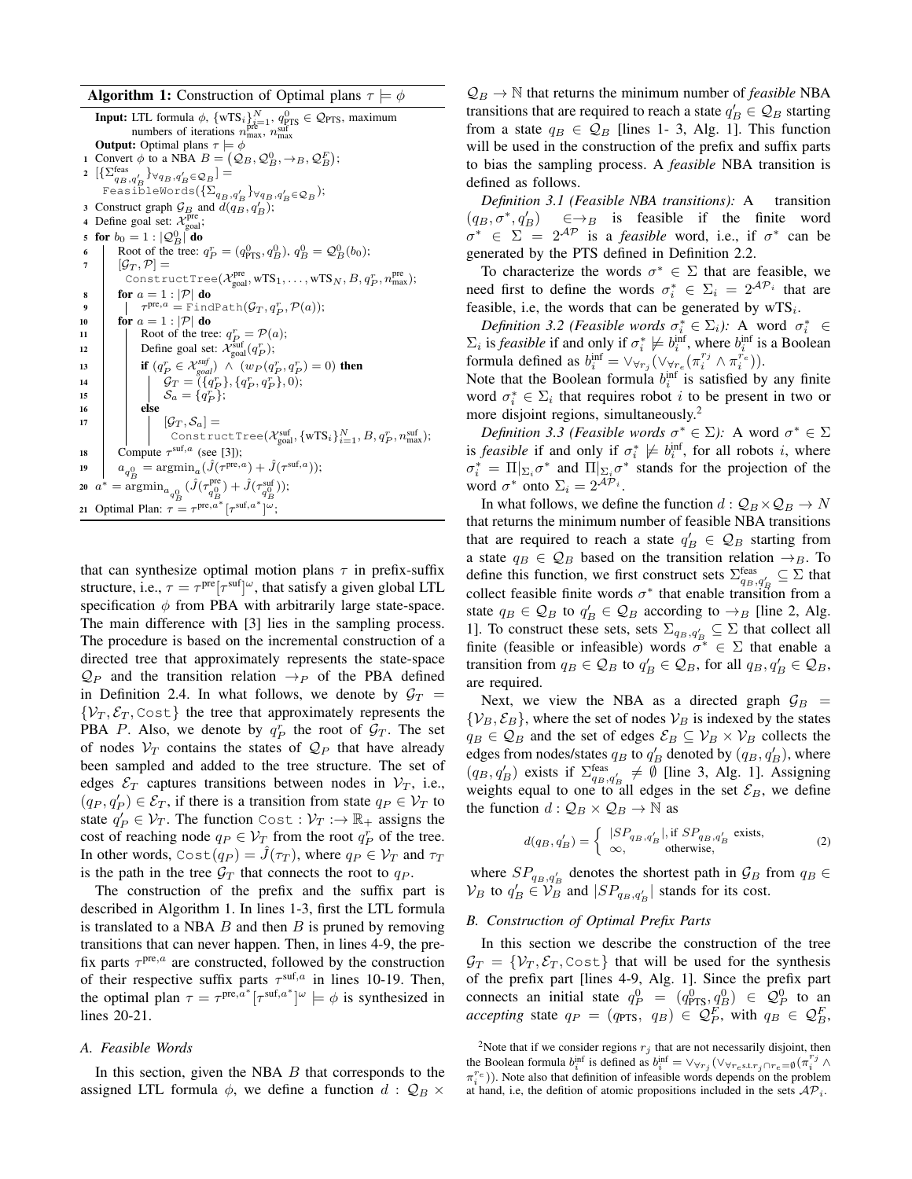**Algorithm 1:** Construction of Optimal plans $\tau \models \phi$

```
Input: LTL formula φ, {wTS_i}_{i=1}^N, q_PTS^0 ∈ Q_PTS, maximum
       numbers of iterations n_max^pre, n_max^suf
Output: Optimal plans τ ⊨ φ
1  Convert φ to a NBA B = (Q_B, Q_B^0, →_B, Q_B^F);
2  [{Σ^feas_{q_B,q'_B}}_{∀q_B,q'_B∈Q_B}] =
     FeasibleWords({Σ_{q_B,q'_B}}_{∀q_B,q'_B∈Q_B});
3  Construct graph G_B and d(q_B, q'_B);
4  Define goal set: X_goal^pre;
5  for b_0 = 1 : |Q_B^0| do
6      Root of the tree: q_P^r = (q_PTS^0, q_B^0), q_B^0 = Q_B^0(b_0);
7      [G_T, P] =
         ConstructTree(X_goal^pre, wTS_1, ..., wTS_N, B, q_P^r, n_max^pre);
8      for a = 1 : |P| do
9          τ^{pre,a} = FindPath(G_T, q_P^r, P(a));
10     for a = 1 : |P| do
11         Root of the tree: q_P^r = P(a);
12         Define goal set: X_goal^suf(q_P^r);
13         if (q_P^r ∈ X_goal^suf) ∧ (w_P(q_P^r, q_P^r) = 0) then
14             G_T = ({q_P^r}, {q_P^r, q_P^r}, 0);
15             S_a = {q_P^r};
16         else
17             [G_T, S_a] =
                 ConstructTree(X_goal^suf, {wTS_i}_{i=1}^N, B, q_P^r, n_max^suf);
18         Compute τ^{suf,a} (see [3]);
19         a_{q_B^0} = argmin_a (Ĵ(τ^{pre,a}) + Ĵ(τ^{suf,a}));
20 a* = argmin_{a_{q_B^0}} (Ĵ(τ^pre_{q_B^0}) + Ĵ(τ^suf_{q_B^0}));
21 Optimal Plan: τ = τ^{pre,a*}[τ^{suf,a*}]^ω;
```

that can synthesize optimal motion plans $\tau$ in prefix-suffix structure, i.e., $\tau = \tau^{\text{pre}}[\tau^{\text{suf}}]^\omega$, that satisfy a given global LTL specification $\phi$ from PBA with arbitrarily large state-space. The main difference with [3] lies in the sampling process. The procedure is based on the incremental construction of a directed tree that approximately represents the state-space $\mathcal{Q}_P$ and the transition relation $\rightarrow_P$ of the PBA defined in Definition 2.4. In what follows, we denote by $\mathcal{G}_T = \{\mathcal{V}_T, \mathcal{E}_T, \texttt{Cost}\}$ the tree that approximately represents the PBA $P$. Also, we denote by $q_P^r$ the root of $\mathcal{G}_T$. The set of nodes $\mathcal{V}_T$ contains the states of $\mathcal{Q}_P$ that have already been sampled and added to the tree structure. The set of edges $\mathcal{E}_T$ captures transitions between nodes in $\mathcal{V}_T$, i.e., $(q_P, q'_P) \in \mathcal{E}_T$, if there is a transition from state $q_P \in \mathcal{V}_T$ to state $q'_P \in \mathcal{V}_T$. The function $\texttt{Cost} : \mathcal{V}_T :\rightarrow \mathbb{R}_+$ assigns the cost of reaching node $q_P \in \mathcal{V}_T$ from the root $q_P^r$ of the tree. In other words, $\texttt{Cost}(q_P) = \hat{J}(\tau_T)$, where $q_P \in \mathcal{V}_T$ and $\tau_T$ is the path in the tree $\mathcal{G}_T$ that connects the root to $q_P$.

The construction of the prefix and the suffix part is described in Algorithm 1. In lines 1-3, first the LTL formula is translated to a NBA $B$ and then $B$ is pruned by removing transitions that can never happen. Then, in lines 4-9, the prefix parts $\tau^{\text{pre},a}$ are constructed, followed by the construction of their respective suffix parts $\tau^{\text{suf},a}$ in lines 10-19. Then, the optimal plan $\tau = \tau^{\text{pre},a^*}[\tau^{\text{suf},a^*}]^\omega \models \phi$ is synthesized in lines 20-21.

### A. Feasible Words

In this section, given the NBA $B$ that corresponds to the assigned LTL formula $\phi$, we define a function $d : \mathcal{Q}_B \times \mathcal{Q}_B \rightarrow \mathbb{N}$ that returns the minimum number of *feasible* NBA transitions that are required to reach a state $q'_B \in \mathcal{Q}_B$ starting from a state $q_B \in \mathcal{Q}_B$ [lines 1- 3, Alg. 1]. This function will be used in the construction of the prefix and suffix parts to bias the sampling process. A *feasible* NBA transition is defined as follows.

*Definition 3.1 (Feasible NBA transitions):* A transition $(q_B, \sigma^*, q'_B) \in \rightarrow_B$ is feasible if the finite word $\sigma^* \in \Sigma = 2^{\mathcal{AP}}$ is a *feasible* word, i.e., if $\sigma^*$ can be generated by the PTS defined in Definition 2.2.

To characterize the words $\sigma^* \in \Sigma$ that are feasible, we need first to define the words $\sigma_i^* \in \Sigma_i = 2^{\mathcal{AP}_i}$ that are feasible, i.e, the words that can be generated by $\text{wTS}_i$.

*Definition 3.2 (Feasible words $\sigma_i^* \in \Sigma_i$):* A word $\sigma_i^* \in \Sigma_i$ is *feasible* if and only if $\sigma_i^* \not\models b_i^{\text{inf}}$, where $b_i^{\text{inf}}$ is a Boolean formula defined as $b_i^{\text{inf}} = \vee_{\forall r_j}(\vee_{\forall r_e}(\pi_i^{r_j} \wedge \pi_i^{r_e}))$.

Note that the Boolean formula $b_i^{\text{inf}}$ is satisfied by any finite word $\sigma_i^* \in \Sigma_i$ that requires robot $i$ to be present in two or more disjoint regions, simultaneously.[2]

*Definition 3.3 (Feasible words $\sigma^* \in \Sigma$):* A word $\sigma^* \in \Sigma$ is *feasible* if and only if $\sigma_i^* \not\models b_i^{\text{inf}}$, for all robots $i$, where $\sigma_i^* = \Pi|_{\Sigma_i}\sigma^*$ and $\Pi|_{\Sigma_i}\sigma^*$ stands for the projection of the word $\sigma^*$ onto $\Sigma_i = 2^{\mathcal{AP}_i}$.

In what follows, we define the function $d : \mathcal{Q}_B \times \mathcal{Q}_B \rightarrow N$ that returns the minimum number of feasible NBA transitions that are required to reach a state $q'_B \in \mathcal{Q}_B$ starting from a state $q_B \in \mathcal{Q}_B$ based on the transition relation $\rightarrow_B$. To define this function, we first construct sets $\Sigma^{\text{feas}}_{q_B,q'_B} \subseteq \Sigma$ that collect feasible finite words $\sigma^*$ that enable transition from a state $q_B \in \mathcal{Q}_B$ to $q'_B \in \mathcal{Q}_B$ according to $\rightarrow_B$ [line 2, Alg. 1]. To construct these sets, sets $\Sigma_{q_B,q'_B} \subseteq \Sigma$ that collect all finite (feasible or infeasible) words $\sigma^* \in \Sigma$ that enable a transition from $q_B \in \mathcal{Q}_B$ to $q'_B \in \mathcal{Q}_B$, for all $q_B, q'_B \in \mathcal{Q}_B$, are required.

Next, we view the NBA as a directed graph $\mathcal{G}_B = \{\mathcal{V}_B, \mathcal{E}_B\}$, where the set of nodes $\mathcal{V}_B$ is indexed by the states $q_B \in \mathcal{Q}_B$ and the set of edges $\mathcal{E}_B \subseteq \mathcal{V}_B \times \mathcal{V}_B$ collects the edges from nodes/states $q_B$ to $q'_B$ denoted by $(q_B, q'_B)$, where $(q_B, q'_B)$ exists if $\Sigma^{\text{feas}}_{q_B,q'_B} \neq \emptyset$ [line 3, Alg. 1]. Assigning weights equal to one to all edges in the set $\mathcal{E}_B$, we define the function $d : \mathcal{Q}_B \times \mathcal{Q}_B \rightarrow \mathbb{N}$ as

$$d(q_B, q'_B) = \begin{cases} |SP_{q_B,q'_B}|, & \text{if } SP_{q_B,q'_B} \text{ exists,} \\ \infty, & \text{otherwise,} \end{cases} \tag{2}$$

where $SP_{q_B,q'_B}$ denotes the shortest path in $\mathcal{G}_B$ from $q_B \in \mathcal{V}_B$ to $q'_B \in \mathcal{V}_B$ and $|SP_{q'_B}|$ stands for its cost.

### B. Construction of Optimal Prefix Parts

In this section we describe the construction of the tree $\mathcal{G}_T = \{\mathcal{V}_T, \mathcal{E}_T, \texttt{Cost}\}$ that will be used for the synthesis of the prefix part [lines 4-9, Alg. 1]. Since the prefix part connects an initial state $q_P^0 = (q_{\text{PTS}}^0, q_B^0) \in \mathcal{Q}_P^0$ to an *accepting* state $q_P = (q_{\text{PTS}}, q_B) \in \mathcal{Q}_P^F$, with $q_B \in \mathcal{Q}_B^F$,

[2]Note that if we consider regions $r_j$ that are not necessarily disjoint, then the Boolean formula $b_i^{\text{inf}}$ is defined as $b_i^{\text{inf}} = \vee_{\forall r_j}(\vee_{\forall r_e \text{s.t.} r_j \cap r_e = \emptyset}(\pi_i^{r_j} \wedge \pi_i^{r_e}))$. Note also that definition of infeasible words depends on the problem at hand, i.e, the defition of atomic propositions included in the sets $\mathcal{AP}_i$.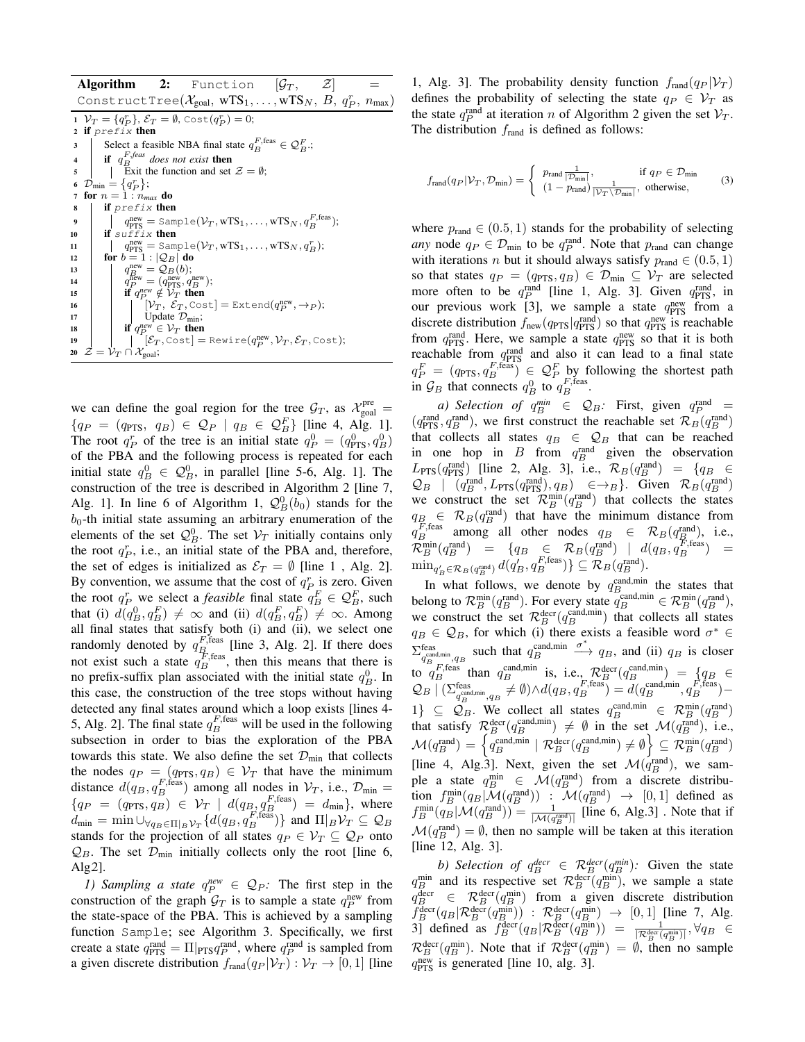**Algorithm 2:** Function $[\mathcal{G}_T, \mathcal{Z}]$ = ConstructTree($\mathcal{X}_{\text{goal}}$, wTS$_1, \dots,$ wTS$_N$, $B$, $q_P^r$, $n_{\max}$)

```
1  V_T = {q_P^r}, E_T = ∅, Cost(q_P^r) = 0;
2  if prefix then
3  |  Select a feasible NBA final state q_B^{F,feas} ∈ Q_B^F.;
4  |  if q_B^{F,feas} does not exist then
5  |  |  Exit the function and set Z = ∅;
6  D_min = {q_P^r};
7  for n = 1 : n_max do
8  |  if prefix then
9  |  |  q_PTS^new = Sample(V_T, wTS_1, ..., wTS_N, q_B^{F,feas});
10 |  if suffix then
11 |  |  q_PTS^new = Sample(V_T, wTS_1, ..., wTS_N, q_B^r);
12 |  for b = 1 : |Q_B| do
13 |  |  q_B^new = Q_B(b);
14 |  |  q_P^new = (q_PTS^new, q_B^new);
15 |  |  if q_P^new ∉ V_T then
16 |  |  |  [V_T, E_T, Cost] = Extend(q_P^new, →_P);
17 |  |  |  Update D_min;
18 |  |  if q_P^new ∈ V_T then
19 |  |  |  [E_T, Cost] = Rewire(q_P^new, V_T, E_T, Cost);
20 Z = V_T ∩ X_goal;
```

we can define the goal region for the tree $\mathcal{G}_T$, as $\mathcal{X}_{\text{goal}}^{\text{pre}} = \{q_P = (q_{\text{PTS}},\ q_B) \in \mathcal{Q}_P \mid q_B \in \mathcal{Q}_B^F\}$ [line 4, Alg. 1]. The root $q_P^r$ of the tree is an initial state $q_P^0 = (q_{\text{PTS}}^0, q_B^0)$ of the PBA and the following process is repeated for each initial state $q_B^0 \in \mathcal{Q}_B^0$, in parallel [line 5-6, Alg. 1]. The construction of the tree is described in Algorithm 2 [line 7, Alg. 1]. In line 6 of Algorithm 1, $\mathcal{Q}_B^0(b_0)$ stands for the $b_0$-th initial state assuming an arbitrary enumeration of the elements of the set $\mathcal{Q}_B^0$. The set $\mathcal{V}_T$ initially contains only the root $q_P^r$, i.e., an initial state of the PBA and, therefore, the set of edges is initialized as $\mathcal{E}_T = \emptyset$ [line 1 , Alg. 2]. By convention, we assume that the cost of $q_P^r$ is zero. Given the root $q_P^r$ we select a *feasible* final state $q_B^F \in \mathcal{Q}_B^F$, such that (i) $d(q_B^0, q_B^F) \neq \infty$ and (ii) $d(q_B^F, q_B^F) \neq \infty$. Among all final states that satisfy both (i) and (ii), we select one randomly denoted by $q_B^{F,\text{feas}}$ [line 3, Alg. 2]. If there does not exist such a state $q_B^{F,\text{feas}}$, then this means that there is no prefix-suffix plan associated with the initial state $q_B^0$. In this case, the construction of the tree stops without having detected any final states around which a loop exists [lines 4-5, Alg. 2]. The final state $q_B^{F,\text{feas}}$ will be used in the following subsection in order to bias the exploration of the PBA towards this state. We also define the set $\mathcal{D}_{\min}$ that collects the nodes $q_P = (q_{\text{PTS}}, q_B) \in \mathcal{V}_T$ that have the minimum distance $d(q_B, q_B^{F,\text{feas}})$ among all nodes in $\mathcal{V}_T$, i.e., $\mathcal{D}_{\min} = \{q_P = (q_{\text{PTS}}, q_B) \in \mathcal{V}_T \mid d(q_B, q_B^{F,\text{feas}}) = d_{\min}\}$, where $d_{\min} = \min \cup_{\forall q_B \in \Pi|_B \mathcal{V}_T} \{d(q_B, q_B^{F,\text{feas}})\}$ and $\Pi|_B \mathcal{V}_T \subseteq \mathcal{Q}_B$ stands for the projection of all states $q_P \in \mathcal{V}_T \subseteq \mathcal{Q}_P$ onto $\mathcal{Q}_B$. The set $\mathcal{D}_{\min}$ initially collects only the root [line 6, Alg2].

*1) Sampling a state $q_P^{new} \in \mathcal{Q}_P$:* The first step in the construction of the graph $\mathcal{G}_T$ is to sample a state $q_P^{\text{new}}$ from the state-space of the PBA. This is achieved by a sampling function Sample; see Algorithm 3. Specifically, we first create a state $q_{\text{PTS}}^{\text{rand}} = \Pi|_{\text{PTS}} q_P^{\text{rand}}$, where $q_P^{\text{rand}}$ is sampled from a given discrete distribution $f_{\text{rand}}(q_P|\mathcal{V}_T) : \mathcal{V}_T \to [0,1]$ [line 1, Alg. 3]. The probability density function $f_{\text{rand}}(q_P|\mathcal{V}_T)$ defines the probability of selecting the state $q_P \in \mathcal{V}_T$ as the state $q_P^{\text{rand}}$ at iteration $n$ of Algorithm 2 given the set $\mathcal{V}_T$. The distribution $f_{\text{rand}}$ is defined as follows:

$$f_{\text{rand}}(q_P|\mathcal{V}_T, \mathcal{D}_{\min}) = \begin{cases} p_{\text{rand}} \frac{1}{|\mathcal{D}_{\min}|}, & \text{if } q_P \in \mathcal{D}_{\min} \\ (1 - p_{\text{rand}}) \frac{1}{|\mathcal{V}_T \setminus \mathcal{D}_{\min}|}, & \text{otherwise,} \end{cases} \tag{3}$$

where $p_{\text{rand}} \in (0.5, 1)$ stands for the probability of selecting *any* node $q_P \in \mathcal{D}_{\min}$ to be $q_P^{\text{rand}}$. Note that $p_{\text{rand}}$ can change with iterations $n$ but it should always satisfy $p_{\text{rand}} \in (0.5, 1)$ so that states $q_P = (q_{\text{PTS}}, q_B) \in \mathcal{D}_{\min} \subseteq \mathcal{V}_T$ are selected more often to be $q_P^{\text{rand}}$ [line 1, Alg. 3]. Given $q_{\text{PTS}}^{\text{rand}}$, in our previous work [3], we sample a state $q_{\text{PTS}}^{\text{new}}$ from a discrete distribution $f_{\text{new}}(q_{\text{PTS}}|q_{\text{PTS}}^{\text{rand}})$ so that $q_{\text{PTS}}^{\text{new}}$ is reachable from $q_{\text{PTS}}^{\text{rand}}$. Here, we sample a state $q_{\text{PTS}}^{\text{new}}$ so that it is both reachable from $q_{\text{PTS}}^{\text{rand}}$ and also it can lead to a final state $q_P^F = (q_{\text{PTS}}, q_B^{F,\text{feas}}) \in \mathcal{Q}_P^F$ by following the shortest path in $\mathcal{G}_B$ that connects $q_B^0$ to $q_B^{F,\text{feas}}$.

*a) Selection of $q_B^{min} \in \mathcal{Q}_B$:* First, given $q_P^{\text{rand}} = (q_{\text{PTS}}^{\text{rand}}, q_B^{\text{rand}})$, we first construct the reachable set $\mathcal{R}_B(q_B^{\text{rand}})$ that collects all states $q_B \in \mathcal{Q}_B$ that can be reached in one hop in $B$ from $q_B^{\text{rand}}$ given the observation $L_{\text{PTS}}(q_{\text{PTS}}^{\text{rand}})$ [line 2, Alg. 3], i.e., $\mathcal{R}_B(q_B^{\text{rand}}) = \{q_B \in \mathcal{Q}_B \mid (q_B^{\text{rand}}, L_{\text{PTS}}(q_{\text{PTS}}^{\text{rand}}), q_B) \in \to_B\}$. Given $\mathcal{R}_B(q_B^{\text{rand}})$ we construct the set $\mathcal{R}_B^{\min}(q_B^{\text{rand}})$ that collects the states $q_B \in \mathcal{R}_B(q_B^{\text{rand}})$ that have the minimum distance from $q_B^{F,\text{feas}}$ among all other nodes $q_B \in \mathcal{R}_B(q_B^{\text{rand}})$, i.e., $\mathcal{R}_B^{\min}(q_B^{\text{rand}}) = \{q_B \in \mathcal{R}_B(q_B^{\text{rand}}) \mid d(q_B, q_B^{F,\text{feas}}) = \min_{q_B' \in \mathcal{R}_B(q_B^{\text{rand}})} d(q_B', q_B^{F,\text{feas}})\} \subseteq \mathcal{R}_B(q_B^{\text{rand}})$.

In what follows, we denote by $q_B^{\text{cand,min}}$ the states that belong to $\mathcal{R}_B^{\min}(q_B^{\text{rand}})$. For every state $q_B^{\text{cand,min}} \in \mathcal{R}_B^{\min}(q_B^{\text{rand}})$, we construct the set $\mathcal{R}_B^{\text{decr}}(q_B^{\text{cand,min}})$ that collects all states $q_B \in \mathcal{Q}_B$, for which (i) there exists a feasible word $\sigma^* \in \Sigma_{q_B^{\text{cand,min}}, q_B}^{\text{feas}}$ such that $q_B^{\text{cand,min}} \xrightarrow{\sigma^*} q_B$, and (ii) $q_B$ is closer to $q_B^{F,\text{feas}}$ than $q_B^{\text{cand,min}}$ is, i.e., $\mathcal{R}_B^{\text{decr}}(q_B^{\text{cand,min}}) = \{q_B \in \mathcal{Q}_B \mid (\Sigma_{q_B^{\text{cand,min}}, q_B}^{\text{feas}} \neq \emptyset) \wedge d(q_B, q_B^{F,\text{feas}}) = d(q_B^{\text{cand,min}}, q_B^{F,\text{feas}}) - 1\} \subseteq \mathcal{Q}_B$. We collect all states $q_B^{\text{cand,min}} \in \mathcal{R}_B^{\min}(q_B^{\text{rand}})$ that satisfy $\mathcal{R}_B^{\text{decr}}(q_B^{\text{cand,min}}) \neq \emptyset$ in the set $\mathcal{M}(q_B^{\text{rand}})$, i.e., $\mathcal{M}(q_B^{\text{rand}}) = \left\{q_B^{\text{cand,min}} \mid \mathcal{R}_B^{\text{decr}}(q_B^{\text{cand,min}}) \neq \emptyset\right\} \subseteq \mathcal{R}_B^{\min}(q_B^{\text{rand}})$ [line 4, Alg.3]. Next, given the set $\mathcal{M}(q_B^{\text{rand}})$, we sample a state $q_B^{\min} \in \mathcal{M}(q_B^{\text{rand}})$ from a discrete distribution $f_B^{\min}(q_B|\mathcal{M}(q_B^{\text{rand}})) : \mathcal{M}(q_B^{\text{rand}}) \to [0,1]$ defined as $f_B^{\min}(q_B|\mathcal{M}(q_B^{\text{rand}})) = \frac{1}{|\mathcal{M}(q_B^{\text{rand}})|}$ [line 6, Alg.3] . Note that if $\mathcal{M}(q_B^{\text{rand}}) = \emptyset$, then no sample will be taken at this iteration [line 12, Alg. 3].

*b) Selection of $q_B^{decr} \in \mathcal{R}_B^{decr}(q_B^{min})$:* Given the state $q_B^{\min}$ and its respective set $\mathcal{R}_B^{\text{decr}}(q_B^{\min})$, we sample a state $q_B^{\text{decr}} \in \mathcal{R}_B^{\text{decr}}(q_B^{\min})$ from a given discrete distribution $f_B^{\text{decr}}(q_B|\mathcal{R}_B^{\text{decr}}(q_B^{\min})) : \mathcal{R}_B^{\text{decr}}(q_B^{\min}) \to [0,1]$ [line 7, Alg. 3] defined as $f_B^{\text{decr}}(q_B|\mathcal{R}_B^{\text{decr}}(q_B^{\min})) = \frac{1}{|\mathcal{R}_B^{\text{decr}}(q_B^{\min})|}, \forall q_B \in \mathcal{R}_B^{\text{decr}}(q_B^{\min})$. Note that if $\mathcal{R}_B^{\text{decr}}(q_B^{\min}) = \emptyset$, then no sample $q_{\text{PTS}}^{\text{new}}$ is generated [line 10, alg. 3].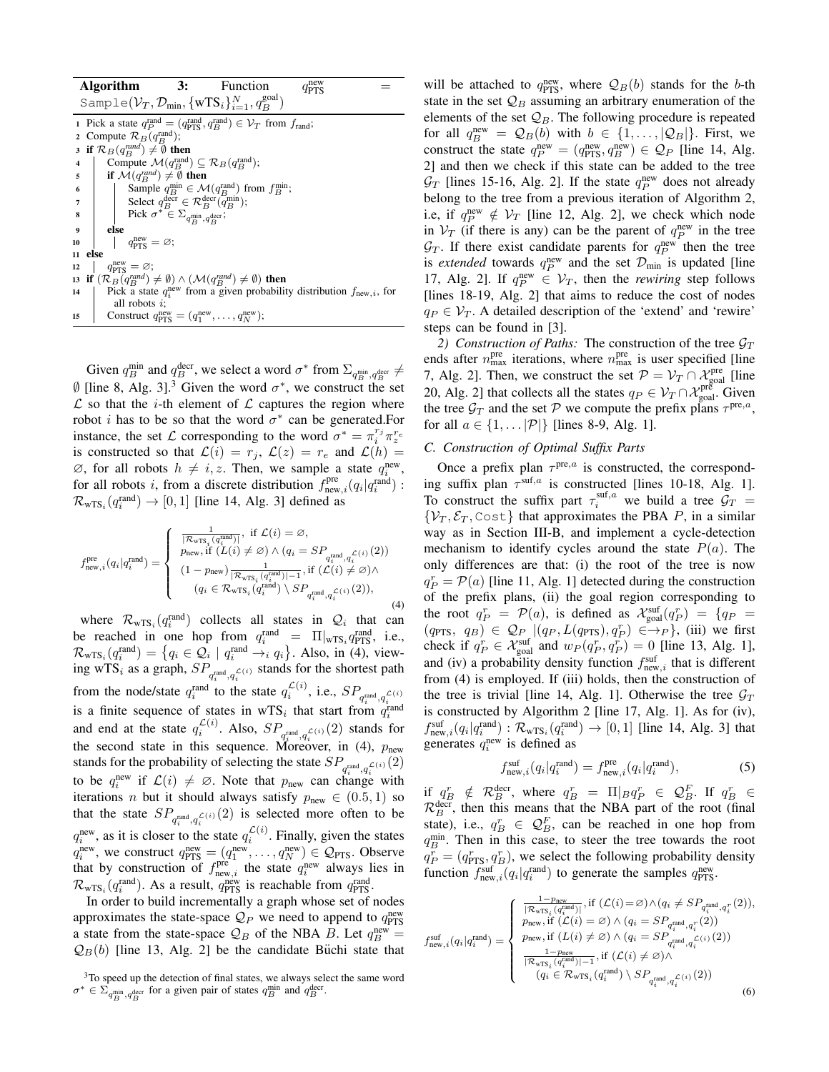**Algorithm 3:** Function $q^{\text{new}}_{\text{PTS}}$ = Sample($\mathcal{V}_T, \mathcal{D}_{\min}, \{\text{wTS}_i\}_{i=1}^N, q_B^{\text{goal}}$)

```
1  Pick a state q_P^rand = (q_PTS^rand, q_B^rand) ∈ V_T from f_rand;
2  Compute R_B(q_B^rand);
3  if R_B(q_B^rand) ≠ ∅ then
4      Compute M(q_B^rand) ⊆ R_B(q_B^rand);
5      if M(q_B^rand) ≠ ∅ then
6          Sample q_B^min ∈ M(q_B^rand) from f_B^min;
7          Select q_B^decr ∈ R_B^decr(q_B^min);
8          Pick σ* ∈ Σ_{q_B^min, q_B^decr};
9      else
10         q_PTS^new = ∅;
11 else
12     q_PTS^new = ∅;
13 if (R_B(q_B^rand) ≠ ∅) ∧ (M(q_B^rand) ≠ ∅) then
14     Pick a state q_i^new from a given probability distribution f_new,i, for
       all robots i;
15     Construct q_PTS^new = (q_1^new, ..., q_N^new);
```

Given $q_B^{\min}$ and $q_B^{\text{decr}}$, we select a word $\sigma^*$ from $\Sigma_{q_B^{\min},q_B^{\text{decr}}} \neq \emptyset$ [line 8, Alg. 3].[3] Given the word $\sigma^*$, we construct the set $\mathcal{L}$ so that the $i$-th element of $\mathcal{L}$ captures the region where robot $i$ has to be so that the word $\sigma^*$ can be generated.For instance, the set $\mathcal{L}$ corresponding to the word $\sigma^* = \pi_i^{r_j}\pi_z^{r_e}$ is constructed so that $\mathcal{L}(i) = r_j$, $\mathcal{L}(z) = r_e$ and $\mathcal{L}(h) = \emptyset$, for all robots $h \neq i, z$. Then, we sample a state $q_i^{\text{new}}$, for all robots $i$, from a discrete distribution $f^{\text{pre}}_{\text{new},i}(q_i|q_i^{\text{rand}}) : \mathcal{R}_{\text{wTS}_i}(q_i^{\text{rand}}) \rightarrow [0,1]$ [line 14, Alg. 3] defined as

$$
f^{\text{pre}}_{\text{new},i}(q_i|q_i^{\text{rand}}) = \begin{cases} \frac{1}{|\mathcal{R}_{\text{wTS}_i}(q_i^{\text{rand}})|}, \text{ if } \mathcal{L}(i) = \emptyset, \\ p_{\text{new}}, \text{if } (L(i) \neq \emptyset) \wedge (q_i = SP_{q_i^{\text{rand}},q_i^{\mathcal{L}(i)}}(2)) \\ (1-p_{\text{new}})\frac{1}{|\mathcal{R}_{\text{wTS}_i}(q_i^{\text{rand}})|-1}, \text{if } (\mathcal{L}(i) \neq \emptyset) \wedge \\ \quad (q_i \in \mathcal{R}_{\text{wTS}_i}(q_i^{\text{rand}}) \setminus SP_{q_i^{\text{rand}},q_i^{\mathcal{L}(i)}}(2)), \end{cases} \tag{4}
$$

where $\mathcal{R}_{\text{wTS}_i}(q_i^{\text{rand}})$ collects all states in $\mathcal{Q}_i$ that can be reached in one hop from $q_i^{\text{rand}} = \Pi|_{\text{wTS}_i} q^{\text{rand}}_{\text{PTS}}$, i.e., $\mathcal{R}_{\text{wTS}_i}(q_i^{\text{rand}}) = \{q_i \in \mathcal{Q}_i \mid q_i^{\text{rand}} \rightarrow_i q_i\}$. Also, in (4), viewing wTS$_i$ as a graph, $SP_{q_i^{\text{rand}},q_i^{\mathcal{L}(i)}}$ stands for the shortest path from the node/state $q_i^{\text{rand}}$ to the state $q_i^{\mathcal{L}(i)}$, i.e., $SP_{q_i^{\text{rand}},q_i^{\mathcal{L}(i)}}$ is a finite sequence of states in wTS$_i$ that start from $q_i^{\text{rand}}$ and end at the state $q_i^{\mathcal{L}(i)}$. Also, $SP_{q_i^{\text{rand}},q_i^{\mathcal{L}(i)}}(2)$ stands for the second state in this sequence. Moreover, in (4), $p_{\text{new}}$ stands for the probability of selecting the state $SP_{q_i^{\text{rand}},q_i^{\mathcal{L}(i)}}(2)$ to be $q_i^{\text{new}}$ if $\mathcal{L}(i) \neq \emptyset$. Note that $p_{\text{new}}$ can change with iterations $n$ but it should always satisfy $p_{\text{new}} \in (0.5, 1)$ so that the state $SP_{q_i^{\text{rand}},q_i^{\mathcal{L}(i)}}(2)$ is selected more often to be $q_i^{\text{new}}$, as it is closer to the state $q_i^{\mathcal{L}(i)}$. Finally, given the states $q_i^{\text{new}}$, we construct $q^{\text{new}}_{\text{PTS}} = (q_1^{\text{new}}, \dots, q_N^{\text{new}}) \in \mathcal{Q}_{\text{PTS}}$. Observe that by construction of $f^{\text{pre}}_{\text{new},i}$ the state $q_i^{\text{new}}$ always lies in $\mathcal{R}_{\text{wTS}_i}(q_i^{\text{rand}})$. As a result, $q^{\text{new}}_{\text{PTS}}$ is reachable from $q^{\text{rand}}_{\text{PTS}}$.

In order to build incrementally a graph whose set of nodes approximates the state-space $\mathcal{Q}_P$ we need to append to $q^{\text{new}}_{\text{PTS}}$ a state from the state-space $\mathcal{Q}_B$ of the NBA $B$. Let $q_B^{\text{new}} = \mathcal{Q}_B(b)$ [line 13, Alg. 2] be the candidate Büchi state that will be attached to $q^{\text{new}}_{\text{PTS}}$, where $\mathcal{Q}_B(b)$ stands for the $b$-th state in the set $\mathcal{Q}_B$ assuming an arbitrary enumeration of the elements of the set $\mathcal{Q}_B$. The following procedure is repeated for all $q_B^{\text{new}} = \mathcal{Q}_B(b)$ with $b \in \{1, \dots, |\mathcal{Q}_B|\}$. First, we construct the state $q_P^{\text{new}} = (q^{\text{new}}_{\text{PTS}}, q_B^{\text{new}}) \in \mathcal{Q}_P$ [line 14, Alg. 2] and then we check if this state can be added to the tree $\mathcal{G}_T$ [lines 15-16, Alg. 2]. If the state $q_P^{\text{new}}$ does not already belong to the tree from a previous iteration of Algorithm 2, i.e, if $q_P^{\text{new}} \notin \mathcal{V}_T$ [line 12, Alg. 2], we check which node in $\mathcal{V}_T$ (if there is any) can be the parent of $q_P^{\text{new}}$ in the tree $\mathcal{G}_T$. If there exist candidate parents for $q_P^{\text{new}}$ then the tree is *extended* towards $q_P^{\text{new}}$ and the set $\mathcal{D}_{\min}$ is updated [line 17, Alg. 2]. If $q_P^{\text{new}} \in \mathcal{V}_T$, then the *rewiring* step follows [lines 18-19, Alg. 2] that aims to reduce the cost of nodes $q_P \in \mathcal{V}_T$. A detailed description of the 'extend' and 'rewire' steps can be found in [3].

*2) Construction of Paths:* The construction of the tree $\mathcal{G}_T$ ends after $n^{\text{pre}}_{\max}$ iterations, where $n^{\text{pre}}_{\max}$ is user specified [line 7, Alg. 2]. Then, we construct the set $\mathcal{P} = \mathcal{V}_T \cap \mathcal{X}^{\text{pre}}_{\text{goal}}$ [line 20, Alg. 2] that collects all the states $q_P \in \mathcal{V}_T \cap \mathcal{X}^{\text{pre}}_{\text{goal}}$. Given the tree $\mathcal{G}_T$ and the set $\mathcal{P}$ we compute the prefix plans $\tau^{\text{pre},a}$, for all $a \in \{1, \dots |\mathcal{P}|\}$ [lines 8-9, Alg. 1].

### C. Construction of Optimal Suffix Parts

Once a prefix plan $\tau^{\text{pre},a}$ is constructed, the corresponding suffix plan $\tau^{\text{suf},a}$ is constructed [lines 10-18, Alg. 1]. To construct the suffix part $\tau_i^{\text{suf},a}$ we build a tree $\mathcal{G}_T = \{\mathcal{V}_T, \mathcal{E}_T, \texttt{Cost}\}$ that approximates the PBA $P$, in a similar way as in Section III-B, and implement a cycle-detection mechanism to identify cycles around the state $P(a)$. The only differences are that: (i) the root of the tree is now $q_P^r = \mathcal{P}(a)$ [line 11, Alg. 1] detected during the construction of the prefix plans, (ii) the goal region corresponding to the root $q_P^r = \mathcal{P}(a)$, is defined as $\mathcal{X}^{\text{suf}}_{\text{goal}}(q_P^r) = \{q_P = (q_{\text{PTS}},\ q_B) \in \mathcal{Q}_P \mid (q_P, L(q_{\text{PTS}}), q_P^r) \in \rightarrow_P\}$, (iii) we first check if $q_P^r \in \mathcal{X}^{\text{suf}}_{\text{goal}}$ and $w_P(q_P^r, q_P^r) = 0$ [line 13, Alg. 1], and (iv) a probability density function $f^{\text{suf}}_{\text{new},i}$ that is different from (4) is employed. If (iii) holds, then the construction of the tree is trivial [line 14, Alg. 1]. Otherwise the tree $\mathcal{G}_T$ is constructed by Algorithm 2 [line 17, Alg. 1]. As for (iv), $f^{\text{suf}}_{\text{new},i}(q_i|q_i^{\text{rand}}) : \mathcal{R}_{\text{wTS}_i}(q_i^{\text{rand}}) \rightarrow [0,1]$ [line 14, Alg. 3] that generates $q_i^{\text{new}}$ is defined as

$$
f^{\text{suf}}_{\text{new},i}(q_i|q_i^{\text{rand}}) = f^{\text{pre}}_{\text{new},i}(q_i|q_i^{\text{rand}}), \tag{5}
$$

if $q_B^r \notin \mathcal{R}_B^{\text{decr}}$, where $q_B^r = \Pi|_B q_P^r \in \mathcal{Q}_B^F$. If $q_B^r \in \mathcal{R}_B^{\text{decr}}$, then this means that the NBA part of the root (final state), i.e., $q_B^r \in \mathcal{Q}_B^F$, can be reached in one hop from $q_B^{\min}$. Then in this case, to steer the tree towards the root $q_P^r = (q^r_{\text{PTS}}, q_B^r)$, we select the following probability density function $f^{\text{suf}}_{\text{new},i}(q_i|q_i^{\text{rand}})$ to generate the samples $q^{\text{new}}_{\text{PTS}}$.

$$
f^{\text{suf}}_{\text{new},i}(q_i|q_i^{\text{rand}}) = \begin{cases} \frac{1-p_{\text{new}}}{|\mathcal{R}_{\text{wTS}_i}(q_i^{\text{rand}})|}, \text{if } (\mathcal{L}(i) = \emptyset) \wedge (q_i \neq SP_{q_i^{\text{rand}},q_i^r}(2)), \\ p_{\text{new}}, \text{if } (\mathcal{L}(i) = \emptyset) \wedge (q_i = SP_{q_i^{\text{rand}},q_i^r}(2)) \\ p_{\text{new}}, \text{if } (L(i) \neq \emptyset) \wedge (q_i = SP_{q_i^{\text{rand}},q_i^{\mathcal{L}(i)}}(2)) \\ \frac{1-p_{\text{new}}}{|\mathcal{R}_{\text{wTS}_i}(q_i^{\text{rand}})|-1}, \text{if } (\mathcal{L}(i) \neq \emptyset) \wedge \\ \quad (q_i \in \mathcal{R}_{\text{wTS}_i}(q_i^{\text{rand}}) \setminus SP_{q_i^{\text{rand}},q_i^{\mathcal{L}(i)}}(2)) \end{cases} \tag{6}
$$

[3] To speed up the detection of final states, we always select the same word $\sigma^* \in \Sigma_{q_B^{\min},q_B^{\text{decr}}}$ for a given pair of states $q_B^{\min}$ and $q_B^{\text{decr}}$.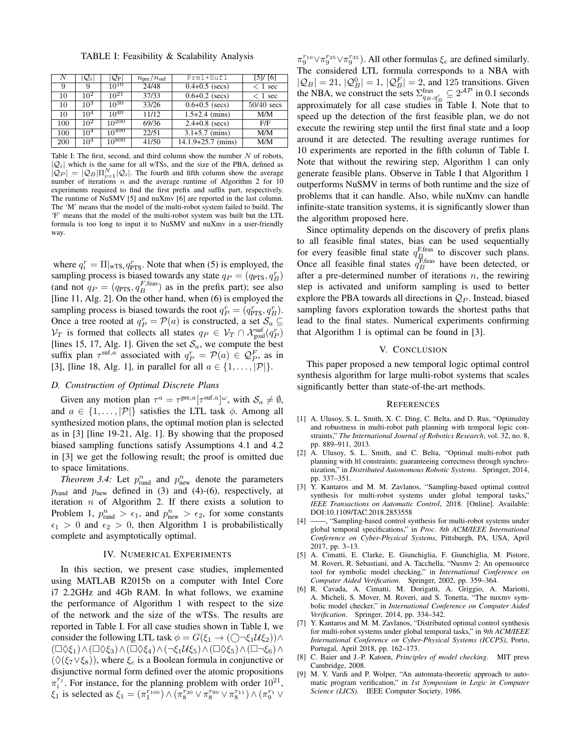TABLE I: Feasibility & Scalability Analysis

| $N$ | $\lvert\mathcal{Q}_i\rvert$ | $\lvert\mathcal{Q}_{\text{P}}\rvert$ | $n_{\text{pre}}/n_{\text{suf}}$ | Pre1+Suf1 | [5]/ [6] |
|---|---|---|---|---|---|
| 9 | 9 | $10^{10}$ | 24/48 | 0.4+0.5 (secs) | < 1 sec |
| 10 | $10^2$ | $10^{21}$ | 37/33 | 0.6+0.2 (secs) | < 1 sec |
| 10 | $10^3$ | $10^{30}$ | 33/26 | 0.6+0.5 (secs) | 50/40 secs |
| 10 | $10^4$ | $10^{40}$ | 11/12 | 1.5+2.4 (mins) | M/M |
| 100 | $10^2$ | $10^{200}$ | 69/36 | 2.4+0.8 (secs) | F/F |
| 100 | $10^4$ | $10^{400}$ | 22/51 | 3.1+5.7 (mins) | M/M |
| 200 | $10^4$ | $10^{800}$ | 41/50 | 14.1.9+25.7 (mins) | M/M |

Table I: The first, second, and third column show the number $N$ of robots, $|\mathcal{Q}_i|$ which is the same for all wTSs, and the size of the PBA, defined as $|\mathcal{Q}_P| = |\mathcal{Q}_B|\Pi_{i=1}^{N}|\mathcal{Q}_i|$. The fourth and fifth column show the average number of iterations $n$ and the average runtime of Algorithm 2 for 10 experiments required to find the first prefix and suffix part, respectively. The runtime of NuSMV [5] and nuXmv [6] are reported in the last column. The 'M' means that the model of the multi-robot system failed to build. The 'F' means that the model of the multi-robot system was built but the LTL formula is too long to input it to NuSMV and nuXmv in a user-friendly way.

where $q_i^r = \Pi|_{\text{wTS}_i} q_{\text{PTS}}^r$. Note that when (5) is employed, the sampling process is biased towards any state $q_P = (q_{\text{PTS}}, q_B^r)$ (and not $q_P = (q_{\text{PTS}}, q_B^{F,\text{feas}})$ as in the prefix part); see also [line 11, Alg. 2]. On the other hand, when (6) is employed the sampling process is biased towards the root $q_P^r = (q_{\text{PTS}}^r, q_B^r)$. Once a tree rooted at $q_P^r = \mathcal{P}(a)$ is constructed, a set $\mathcal{S}_a \subseteq \mathcal{V}_T$ is formed that collects all states $q_P \in \mathcal{V}_T \cap \mathcal{X}_{\text{goal}}^{\text{suf}}(q_P^r)$ [lines 15, 17, Alg. 1]. Given the set $\mathcal{S}_a$, we compute the best suffix plan $\tau^{\text{suf},a}$ associated with $q_P^r = \mathcal{P}(a) \in \mathcal{Q}_P^F$, as in [3], [line 18, Alg. 1], in parallel for all $a \in \{1, \dots, |\mathcal{P}|\}$.

### *D. Construction of Optimal Discrete Plans*

Given any motion plan $\tau^a = \tau^{\text{pre},a}[\tau^{\text{suf},a}]^\omega$, with $\mathcal{S}_a \neq \emptyset$, and $a \in \{1, \dots, |\mathcal{P}|\}$ satisfies the LTL task $\phi$. Among all synthesized motion plans, the optimal motion plan is selected as in [3] [line 19-21, Alg. 1]. By showing that the proposed biased sampling functions satisfy Assumptions 4.1 and 4.2 in [3] we get the following result; the proof is omitted due to space limitations.

*Theorem 3.4:* Let $p_{\text{rand}}^n$ and $p_{\text{new}}^n$ denote the parameters $p_{\text{rand}}$ and $p_{\text{new}}$ defined in (3) and (4)-(6), respectively, at iteration $n$ of Algorithm 2. If there exists a solution to Problem 1, $p_{\text{rand}}^n > \epsilon_1$, and $p_{\text{new}}^n > \epsilon_2$, for some constants $\epsilon_1 > 0$ and $\epsilon_2 > 0$, then Algorithm 1 is probabilistically complete and asymptotically optimal.

## IV. Numerical Experiments

In this section, we present case studies, implemented using MATLAB R2015b on a computer with Intel Core i7 2.2GHz and 4Gb RAM. In what follows, we examine the performance of Algorithm 1 with respect to the size of the network and the size of the wTSs. The results are reported in Table I. For all case studies shown in Table I, we consider the following LTL task $\phi = G(\xi_1 \rightarrow (\bigcirc\neg\xi_1 \mathcal{U} \xi_2)) \wedge (\square\lozenge\xi_1) \wedge (\square\lozenge\xi_3) \wedge (\square\lozenge\xi_4) \wedge (\neg\xi_1 \mathcal{U} \xi_5) \wedge (\square\lozenge\xi_5) \wedge (\square\neg\xi_6) \wedge (\lozenge(\xi_7 \vee \xi_8))$, where $\xi_e$ is a Boolean formula in conjunctive or disjunctive normal form defined over the atomic propositions $\pi_i^{r_j}$. For instance, for the planning problem with order $10^{21}$, $\xi_1$ is selected as $\xi_1 = (\pi_1^{r_{100}}) \wedge (\pi_8^{r_{20}} \vee \pi_8^{r_{90}} \vee \pi_8^{r_{11}}) \wedge (\pi_9^{r_1} \vee \pi_9^{r_{10}} \vee \pi_9^{r_{25}} \vee \pi_9^{r_{35}})$. All other formulas $\xi_e$ are defined similarly. The considered LTL formula corresponds to a NBA with $|\mathcal{Q}_B| = 21$, $|\mathcal{Q}_B^0| = 1$, $|\mathcal{Q}_B^F| = 2$, and 125 transitions. Given the NBA, we construct the sets $\Sigma_{q_B, q_B'}^{\text{feas}} \subseteq 2^{\mathcal{AP}}$ in 0.1 seconds approximately for all case studies in Table I. Note that to speed up the detection of the first feasible plan, we do not execute the rewiring step until the first final state and a loop around it are detected. The resulting average runtimes for 10 experiments are reported in the fifth column of Table I. Note that without the rewiring step, Algorithm 1 can only generate feasible plans. Observe in Table I that Algorithm 1 outperforms NuSMV in terms of both runtime and the size of problems that it can handle. Also, while nuXmv can handle infinite-state transition systems, it is significantly slower than the algorithm proposed here.

Since optimality depends on the discovery of prefix plans to all feasible final states, bias can be used sequentially for every feasible final state $q_B^{\text{F,feas}}$ to discover such plans. Once all feasible final states $q_B^{\text{F,feas}}$ have been detected, or after a pre-determined number of iterations $n$, the rewiring step is activated and uniform sampling is used to better explore the PBA towards all directions in $\mathcal{Q}_P$. Instead, biased sampling favors exploration towards the shortest paths that lead to the final states. Numerical experiments confirming that Algorithm 1 is optimal can be found in [3].

## V. Conclusion

This paper proposed a new temporal logic optimal control synthesis algorithm for large multi-robot systems that scales significantly better than state-of-the-art methods.

## References

[1] A. Ulusoy, S. L. Smith, X. C. Ding, C. Belta, and D. Rus, "Optimality and robustness in multi-robot path planning with temporal logic constraints," *The International Journal of Robotics Research*, vol. 32, no. 8, pp. 889–911, 2013.

[2] A. Ulusoy, S. L. Smith, and C. Belta, "Optimal multi-robot path planning with ltl constraints: guaranteeing correctness through synchronization," in *Distributed Autonomous Robotic Systems*. Springer, 2014, pp. 337–351.

[3] Y. Kantaros and M. M. Zavlanos, "Sampling-based optimal control synthesis for multi-robot systems under global temporal tasks," *IEEE Transactions on Automatic Control*, 2018. [Online]. Available: DOI:10.1109/TAC.2018.2853558

[4] ——, "Sampling-based control synthesis for multi-robot systems under global temporal specifications," in *Proc. 8th ACM/IEEE International Conference on Cyber-Physical Systems*, Pittsburgh, PA, USA, April 2017, pp. 3–13.

[5] A. Cimatti, E. Clarke, E. Giunchiglia, F. Giunchiglia, M. Pistore, M. Roveri, R. Sebastiani, and A. Tacchella, "Nusmv 2: An opensource tool for symbolic model checking," in *International Conference on Computer Aided Verification*. Springer, 2002, pp. 359–364.

[6] R. Cavada, A. Cimatti, M. Dorigatti, A. Griggio, A. Mariotti, A. Micheli, S. Mover, M. Roveri, and S. Tonetta, "The nuxmv symbolic model checker," in *International Conference on Computer Aided Verification*. Springer, 2014, pp. 334–342.

[7] Y. Kantaros and M. M. Zavlanos, "Distributed optimal control synthesis for multi-robot systems under global temporal tasks," in *9th ACM/IEEE International Conference on Cyber-Physical Systems (ICCPS)*, Porto, Portugal, April 2018, pp. 162–173.

[8] C. Baier and J.-P. Katoen, *Principles of model checking*. MIT press Cambridge, 2008.

[9] M. Y. Vardi and P. Wolper, "An automata-theoretic approach to automatic program verification," in *1st Symposium in Logic in Computer Science (LICS)*. IEEE Computer Society, 1986.